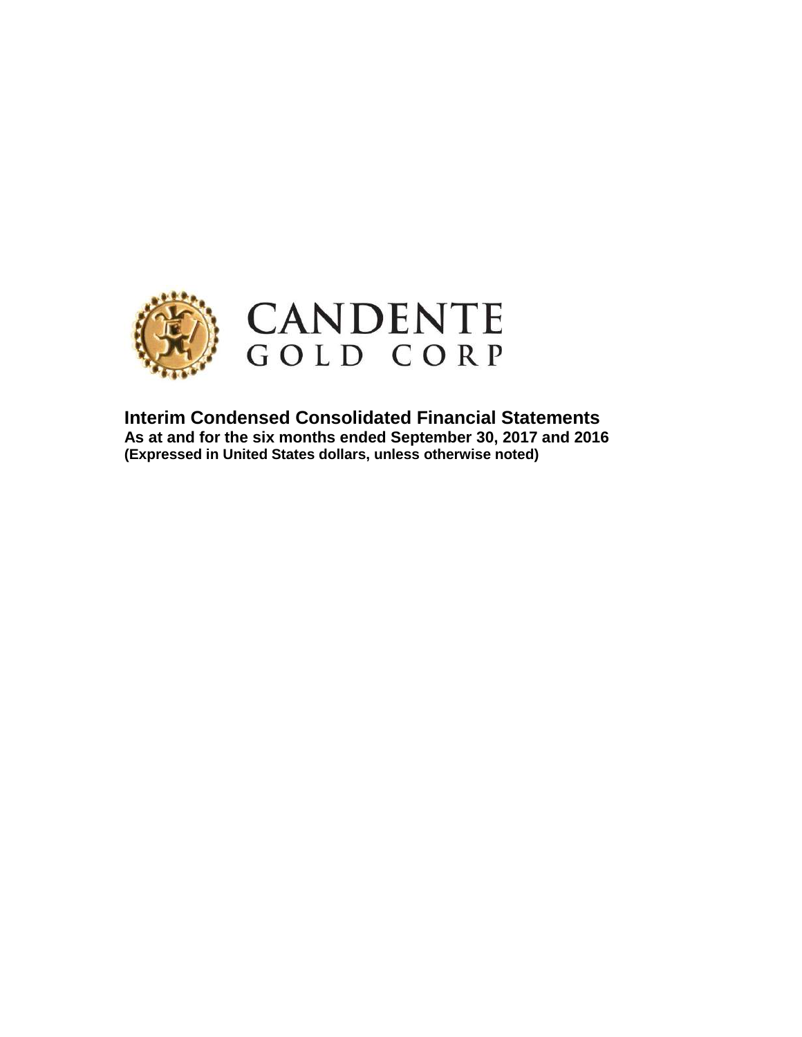CANDENTE
GOLD CORP

# Interim Condensed Consolidated Financial Statements

**As at and for the six months ended September 30, 2017 and 2016**

**(Expressed in United States dollars, unless otherwise noted)**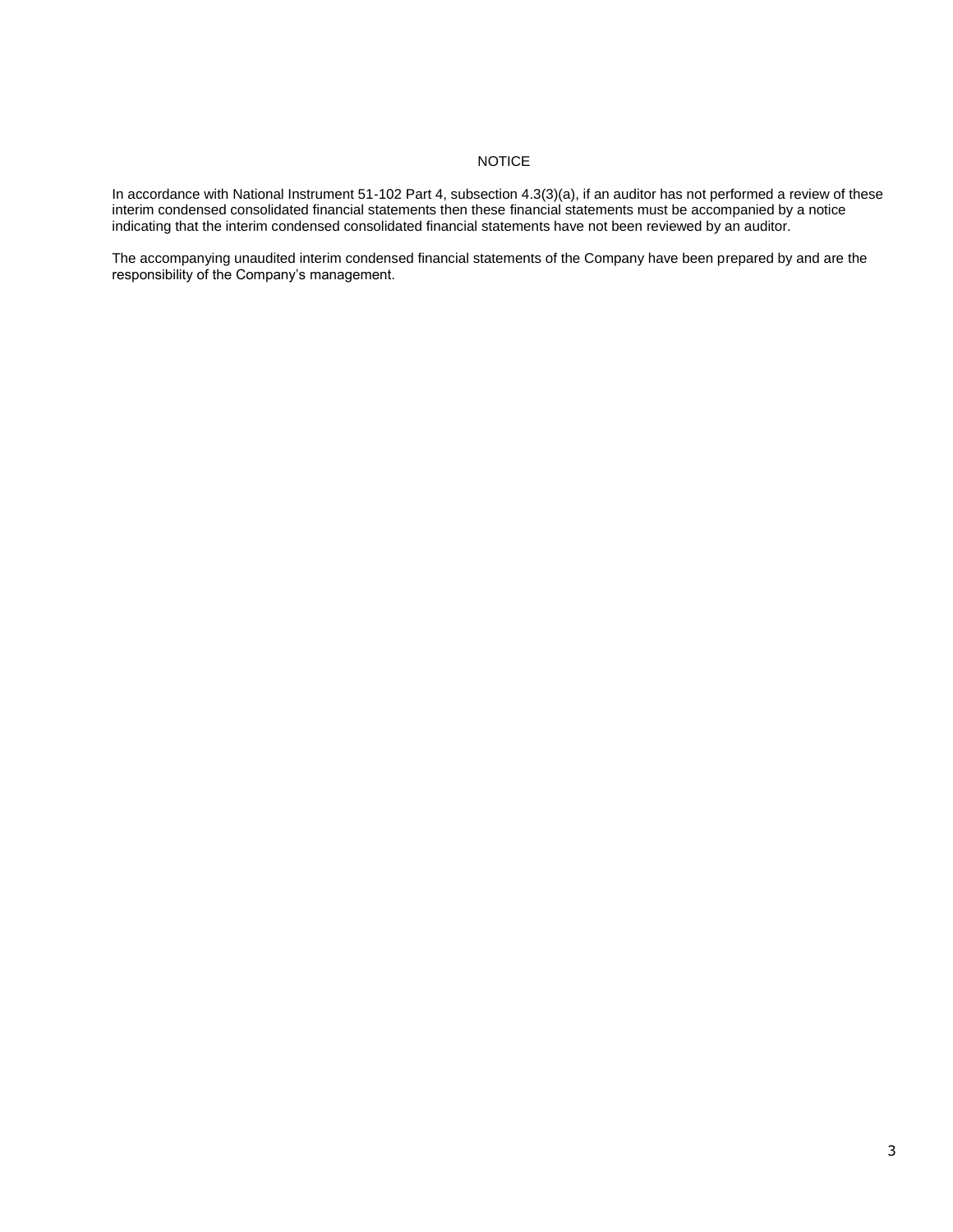# NOTICE

In accordance with National Instrument 51-102 Part 4, subsection 4.3(3)(a), if an auditor has not performed a review of these interim condensed consolidated financial statements then these financial statements must be accompanied by a notice indicating that the interim condensed consolidated financial statements have not been reviewed by an auditor.

The accompanying unaudited interim condensed financial statements of the Company have been prepared by and are the responsibility of the Company's management.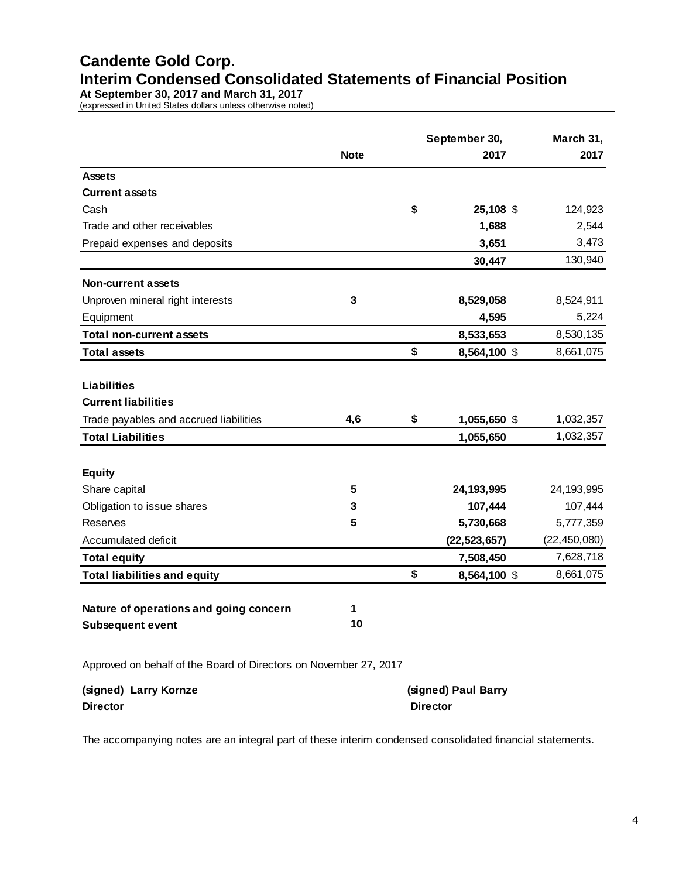# Candente Gold Corp.

## Interim Condensed Consolidated Statements of Financial Position

**At September 30, 2017 and March 31, 2017**

(expressed in United States dollars unless otherwise noted)

| | Note | September 30, 2017 | March 31, 2017 |
|---|---|---|---|
| **Assets** | | | |
| **Current assets** | | | |
| Cash | | $ **25,108** | $ 124,923 |
| Trade and other receivables | | **1,688** | 2,544 |
| Prepaid expenses and deposits | | **3,651** | 3,473 |
| | | **30,447** | 130,940 |
| **Non-current assets** | | | |
| Unproven mineral right interests | 3 | **8,529,058** | 8,524,911 |
| Equipment | | **4,595** | 5,224 |
| **Total non-current assets** | | **8,533,653** | 8,530,135 |
| **Total assets** | | $ **8,564,100** | $ 8,661,075 |
| **Liabilities** | | | |
| **Current liabilities** | | | |
| Trade payables and accrued liabilities | 4,6 | $ **1,055,650** | $ 1,032,357 |
| **Total Liabilities** | | **1,055,650** | 1,032,357 |
| **Equity** | | | |
| Share capital | 5 | **24,193,995** | 24,193,995 |
| Obligation to issue shares | 3 | **107,444** | 107,444 |
| Reserves | 5 | **5,730,668** | 5,777,359 |
| Accumulated deficit | | **(22,523,657)** | (22,450,080) |
| **Total equity** | | **7,508,450** | 7,628,718 |
| **Total liabilities and equity** | | $ **8,564,100** | $ 8,661,075 |
| | | | |
| **Nature of operations and going concern** | 1 | | |
| **Subsequent event** | 10 | | |

Approved on behalf of the Board of Directors on November 27, 2017

| | |
|---|---|
| **(signed) Larry Kornze** | **(signed) Paul Barry** |
| **Director** | **Director** |

The accompanying notes are an integral part of these interim condensed consolidated financial statements.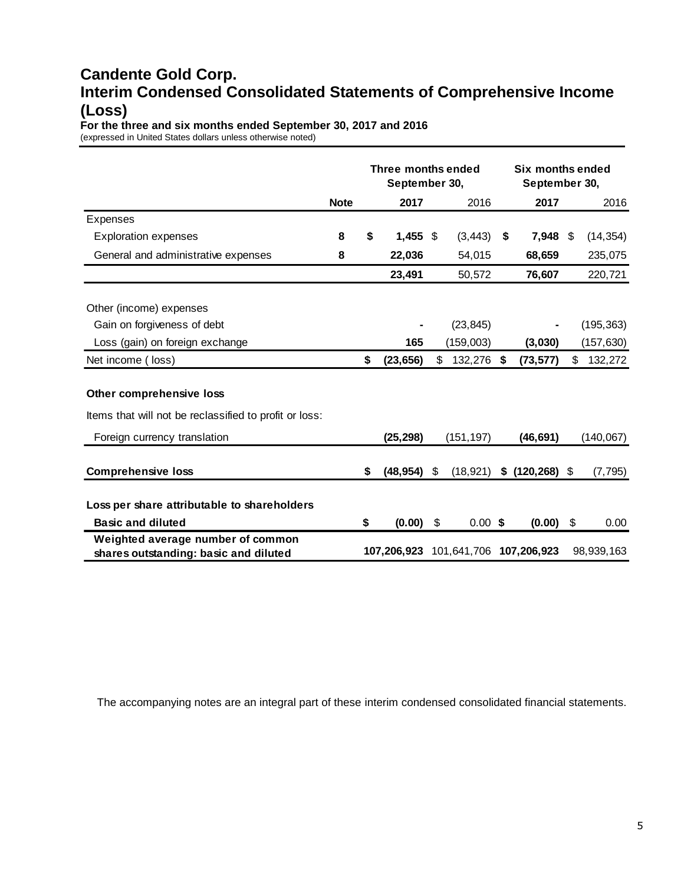# Candente Gold Corp.

## Interim Condensed Consolidated Statements of Comprehensive Income (Loss)

**For the three and six months ended September 30, 2017 and 2016**

(expressed in United States dollars unless otherwise noted)

| | Note | Three months ended September 30, | | Six months ended September 30, | |
|---|---|---|---|---|---|
| | | **2017** | 2016 | **2017** | 2016 |
| Expenses | | | | | |
| Exploration expenses | **8** | **$ 1,455** | $ (3,443) | **$ 7,948** | $ (14,354) |
| General and administrative expenses | **8** | **22,036** | 54,015 | **68,659** | 235,075 |
| | | **23,491** | 50,572 | **76,607** | 220,721 |
| Other (income) expenses | | | | | |
| Gain on forgiveness of debt | | **-** | (23,845) | **-** | (195,363) |
| Loss (gain) on foreign exchange | | **165** | (159,003) | **(3,030)** | (157,630) |
| Net income ( loss) | | **$ (23,656)** | $ 132,276 | **$ (73,577)** | $ 132,272 |
| **Other comprehensive loss** | | | | | |
| Items that will not be reclassified to profit or loss: | | | | | |
| Foreign currency translation | | **(25,298)** | (151,197) | **(46,691)** | (140,067) |
| **Comprehensive loss** | | **$ (48,954)** | $ (18,921) | **$ (120,268)** | $ (7,795) |
| **Loss per share attributable to shareholders** | | | | | |
| **Basic and diluted** | | **$ (0.00)** | $ 0.00 | **$ (0.00)** | $ 0.00 |
| **Weighted average number of common shares outstanding: basic and diluted** | | **107,206,923** | 101,641,706 | **107,206,923** | 98,939,163 |

The accompanying notes are an integral part of these interim condensed consolidated financial statements.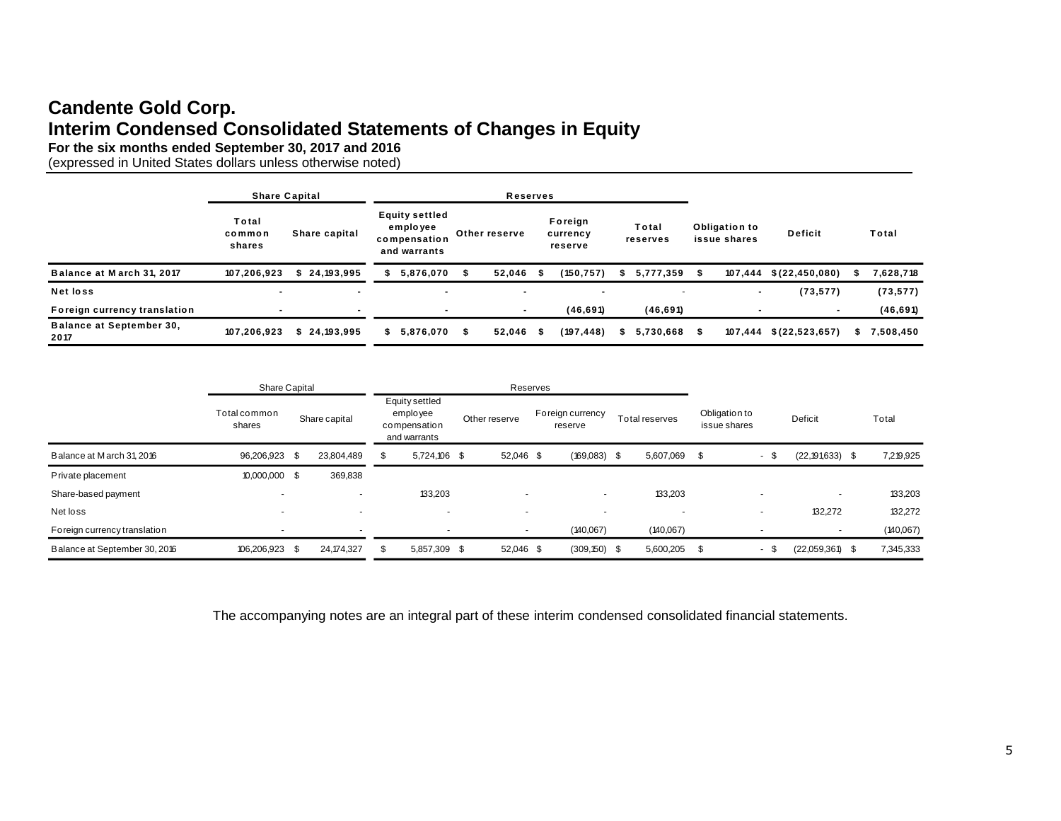# Candente Gold Corp.

## Interim Condensed Consolidated Statements of Changes in Equity

**For the six months ended September 30, 2017 and 2016**

(expressed in United States dollars unless otherwise noted)

| | Share Capital | | Reserves | | | | | | |
|---|---|---|---|---|---|---|---|---|---|
| | Total common shares | Share capital | Equity settled employee compensation and warrants | Other reserve | Foreign currency reserve | Total reserves | Obligation to issue shares | Deficit | Total |
| **Balance at March 31, 2017** | **107,206,923** | **$ 24,193,995** | **$ 5,876,070** | **$ 52,046** | **$ (150,757)** | **$ 5,777,359** | **$ 107,444** | **$ (22,450,080)** | **$ 7,628,718** |
| **Net loss** | **-** | **-** | **-** | **-** | **-** | - | **-** | **(73,577)** | **(73,577)** |
| **Foreign currency translation** | **-** | **-** | **-** | **-** | **(46,691)** | **(46,691)** | **-** | **-** | **(46,691)** |
| **Balance at September 30, 2017** | **107,206,923** | **$ 24,193,995** | **$ 5,876,070** | **$ 52,046** | **$ (197,448)** | **$ 5,730,668** | **$ 107,444** | **$ (22,523,657)** | **$ 7,508,450** |

| | Share Capital | | Reserves | | | | | | |
|---|---|---|---|---|---|---|---|---|---|
| | Total common shares | Share capital | Equity settled employee compensation and warrants | Other reserve | Foreign currency reserve | Total reserves | Obligation to issue shares | Deficit | Total |
| Balance at March 31, 2016 | 96,206,923 | $ 23,804,489 | $ 5,724,106 | $ 52,046 | $ (169,083) | $ 5,607,069 | $ - | $ (22,191,633) | $ 7,219,925 |
| Private placement | 10,000,000 | $ 369,838 | | | | | | | |
| Share-based payment | - | - | 133,203 | - | - | 133,203 | - | - | 133,203 |
| Net loss | - | - | - | - | - | - | - | 132,272 | 132,272 |
| Foreign currency translation | - | - | - | - | (140,067) | (140,067) | - | - | (140,067) |
| Balance at September 30, 2016 | 106,206,923 | $ 24,174,327 | $ 5,857,309 | $ 52,046 | $ (309,150) | $ 5,600,205 | $ - | $ (22,059,361) | $ 7,345,333 |

The accompanying notes are an integral part of these interim condensed consolidated financial statements.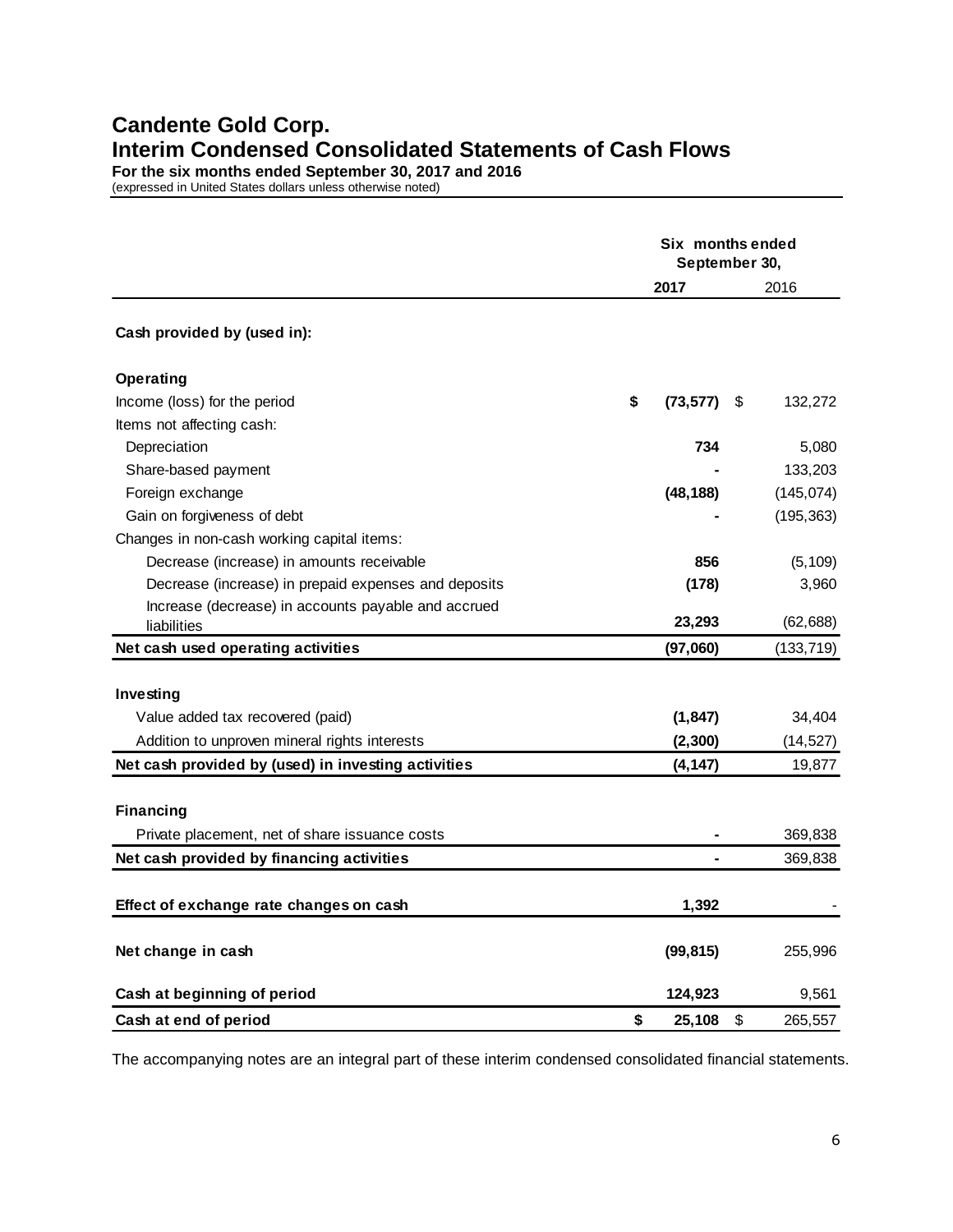# Candente Gold Corp.
## Interim Condensed Consolidated Statements of Cash Flows
**For the six months ended September 30, 2017 and 2016**
(expressed in United States dollars unless otherwise noted)

| | Six months ended September 30, | |
|---|---|---|
| | **2017** | 2016 |
| **Cash provided by (used in):** | | |
| **Operating** | | |
| Income (loss) for the period | **$ (73,577)** | $ 132,272 |
| Items not affecting cash: | | |
| Depreciation | **734** | 5,080 |
| Share-based payment | **-** | 133,203 |
| Foreign exchange | **(48,188)** | (145,074) |
| Gain on forgiveness of debt | **-** | (195,363) |
| Changes in non-cash working capital items: | | |
| Decrease (increase) in amounts receivable | **856** | (5,109) |
| Decrease (increase) in prepaid expenses and deposits | **(178)** | 3,960 |
| Increase (decrease) in accounts payable and accrued liabilities | **23,293** | (62,688) |
| **Net cash used operating activities** | **(97,060)** | (133,719) |
| **Investing** | | |
| Value added tax recovered (paid) | **(1,847)** | 34,404 |
| Addition to unproven mineral rights interests | **(2,300)** | (14,527) |
| **Net cash provided by (used) in investing activities** | **(4,147)** | 19,877 |
| **Financing** | | |
| Private placement, net of share issuance costs | **-** | 369,838 |
| **Net cash provided by financing activities** | **-** | 369,838 |
| **Effect of exchange rate changes on cash** | **1,392** | - |
| **Net change in cash** | **(99,815)** | 255,996 |
| **Cash at beginning of period** | **124,923** | 9,561 |
| **Cash at end of period** | **$ 25,108** | $ 265,557 |

The accompanying notes are an integral part of these interim condensed consolidated financial statements.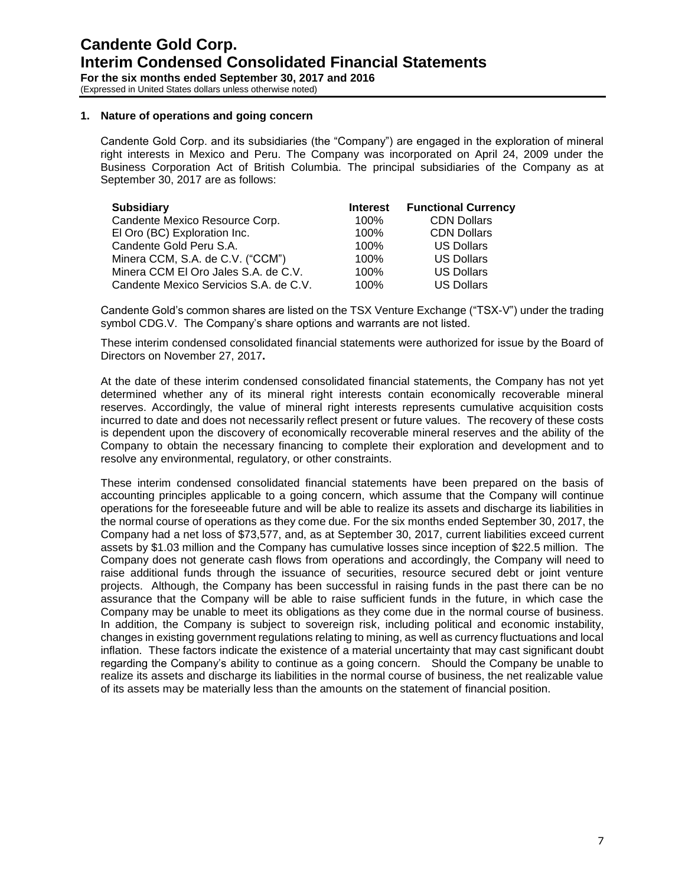## 1. Nature of operations and going concern

Candente Gold Corp. and its subsidiaries (the "Company") are engaged in the exploration of mineral right interests in Mexico and Peru. The Company was incorporated on April 24, 2009 under the Business Corporation Act of British Columbia. The principal subsidiaries of the Company as at September 30, 2017 are as follows:

| Subsidiary | Interest | Functional Currency |
|---|---|---|
| Candente Mexico Resource Corp. | 100% | CDN Dollars |
| El Oro (BC) Exploration Inc. | 100% | CDN Dollars |
| Candente Gold Peru S.A. | 100% | US Dollars |
| Minera CCM, S.A. de C.V. ("CCM") | 100% | US Dollars |
| Minera CCM El Oro Jales S.A. de C.V. | 100% | US Dollars |
| Candente Mexico Servicios S.A. de C.V. | 100% | US Dollars |

Candente Gold's common shares are listed on the TSX Venture Exchange ("TSX-V") under the trading symbol CDG.V. The Company's share options and warrants are not listed.

These interim condensed consolidated financial statements were authorized for issue by the Board of Directors on November 27, 2017**.**

At the date of these interim condensed consolidated financial statements, the Company has not yet determined whether any of its mineral right interests contain economically recoverable mineral reserves. Accordingly, the value of mineral right interests represents cumulative acquisition costs incurred to date and does not necessarily reflect present or future values. The recovery of these costs is dependent upon the discovery of economically recoverable mineral reserves and the ability of the Company to obtain the necessary financing to complete their exploration and development and to resolve any environmental, regulatory, or other constraints.

These interim condensed consolidated financial statements have been prepared on the basis of accounting principles applicable to a going concern, which assume that the Company will continue operations for the foreseeable future and will be able to realize its assets and discharge its liabilities in the normal course of operations as they come due. For the six months ended September 30, 2017, the Company had a net loss of $73,577, and, as at September 30, 2017, current liabilities exceed current assets by $1.03 million and the Company has cumulative losses since inception of $22.5 million. The Company does not generate cash flows from operations and accordingly, the Company will need to raise additional funds through the issuance of securities, resource secured debt or joint venture projects. Although, the Company has been successful in raising funds in the past there can be no assurance that the Company will be able to raise sufficient funds in the future, in which case the Company may be unable to meet its obligations as they come due in the normal course of business. In addition, the Company is subject to sovereign risk, including political and economic instability, changes in existing government regulations relating to mining, as well as currency fluctuations and local inflation. These factors indicate the existence of a material uncertainty that may cast significant doubt regarding the Company's ability to continue as a going concern. Should the Company be unable to realize its assets and discharge its liabilities in the normal course of business, the net realizable value of its assets may be materially less than the amounts on the statement of financial position.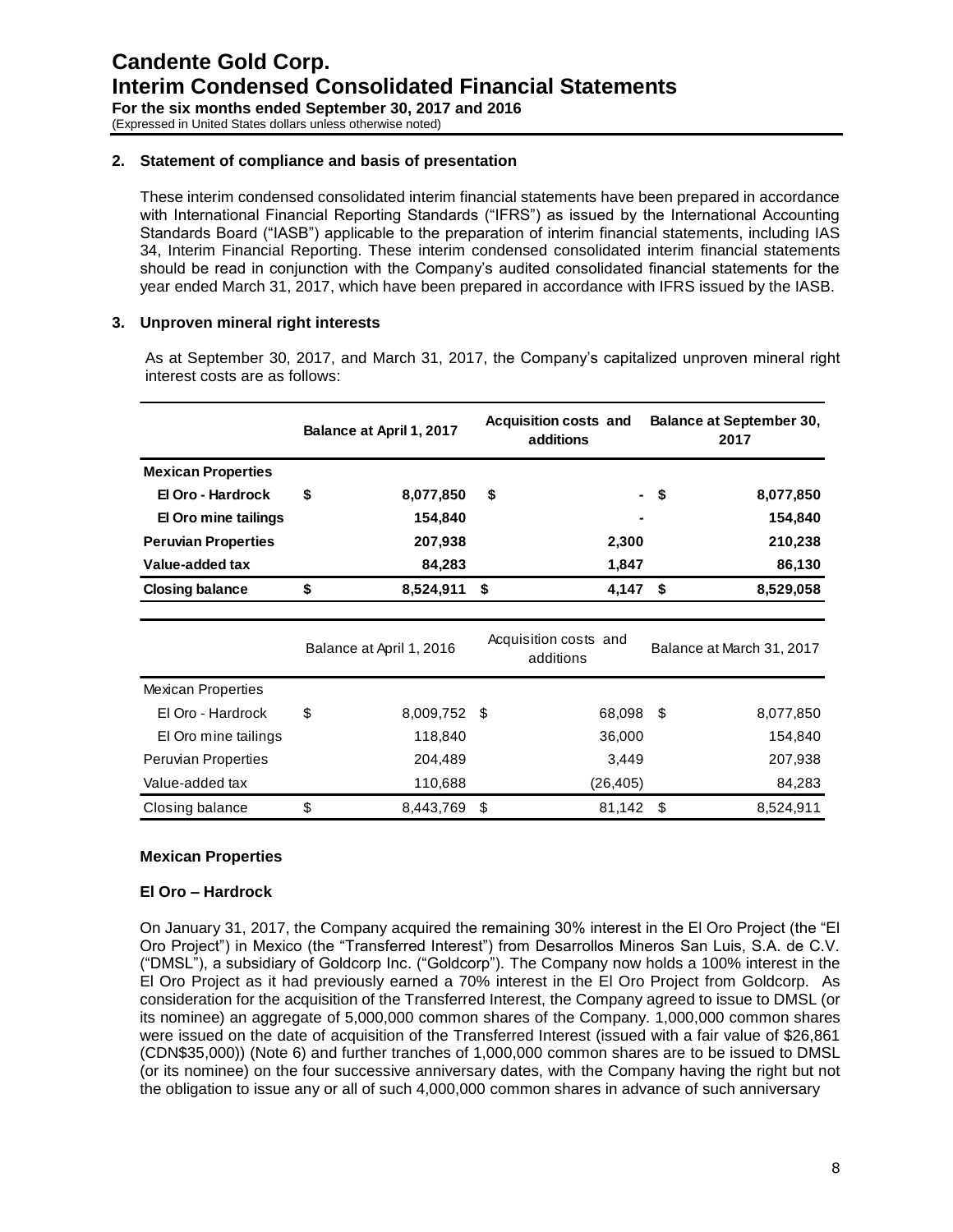## 2. Statement of compliance and basis of presentation

These interim condensed consolidated interim financial statements have been prepared in accordance with International Financial Reporting Standards ("IFRS") as issued by the International Accounting Standards Board ("IASB") applicable to the preparation of interim financial statements, including IAS 34, Interim Financial Reporting. These interim condensed consolidated interim financial statements should be read in conjunction with the Company's audited consolidated financial statements for the year ended March 31, 2017, which have been prepared in accordance with IFRS issued by the IASB.

## 3. Unproven mineral right interests

As at September 30, 2017, and March 31, 2017, the Company's capitalized unproven mineral right interest costs are as follows:

| | Balance at April 1, 2017 | Acquisition costs and additions | Balance at September 30, 2017 |
|---|---|---|---|
| **Mexican Properties** | | | |
| **El Oro - Hardrock** | **$ 8,077,850** | **$ -** | **$ 8,077,850** |
| **El Oro mine tailings** | **154,840** | **-** | **154,840** |
| **Peruvian Properties** | **207,938** | **2,300** | **210,238** |
| **Value-added tax** | **84,283** | **1,847** | **86,130** |
| **Closing balance** | **$ 8,524,911** | **$ 4,147** | **$ 8,529,058** |

| | Balance at April 1, 2016 | Acquisition costs and additions | Balance at March 31, 2017 |
|---|---|---|---|
| Mexican Properties | | | |
| El Oro - Hardrock | $ 8,009,752 | $ 68,098 | $ 8,077,850 |
| El Oro mine tailings | 118,840 | 36,000 | 154,840 |
| Peruvian Properties | 204,489 | 3,449 | 207,938 |
| Value-added tax | 110,688 | (26,405) | 84,283 |
| Closing balance | $ 8,443,769 | $ 81,142 | $ 8,524,911 |

### Mexican Properties

### El Oro – Hardrock

On January 31, 2017, the Company acquired the remaining 30% interest in the El Oro Project (the "El Oro Project") in Mexico (the "Transferred Interest") from Desarrollos Mineros San Luis, S.A. de C.V. ("DMSL"), a subsidiary of Goldcorp Inc. ("Goldcorp"). The Company now holds a 100% interest in the El Oro Project as it had previously earned a 70% interest in the El Oro Project from Goldcorp. As consideration for the acquisition of the Transferred Interest, the Company agreed to issue to DMSL (or its nominee) an aggregate of 5,000,000 common shares of the Company. 1,000,000 common shares were issued on the date of acquisition of the Transferred Interest (issued with a fair value of $26,861 (CDN$35,000)) (Note 6) and further tranches of 1,000,000 common shares are to be issued to DMSL (or its nominee) on the four successive anniversary dates, with the Company having the right but not the obligation to issue any or all of such 4,000,000 common shares in advance of such anniversary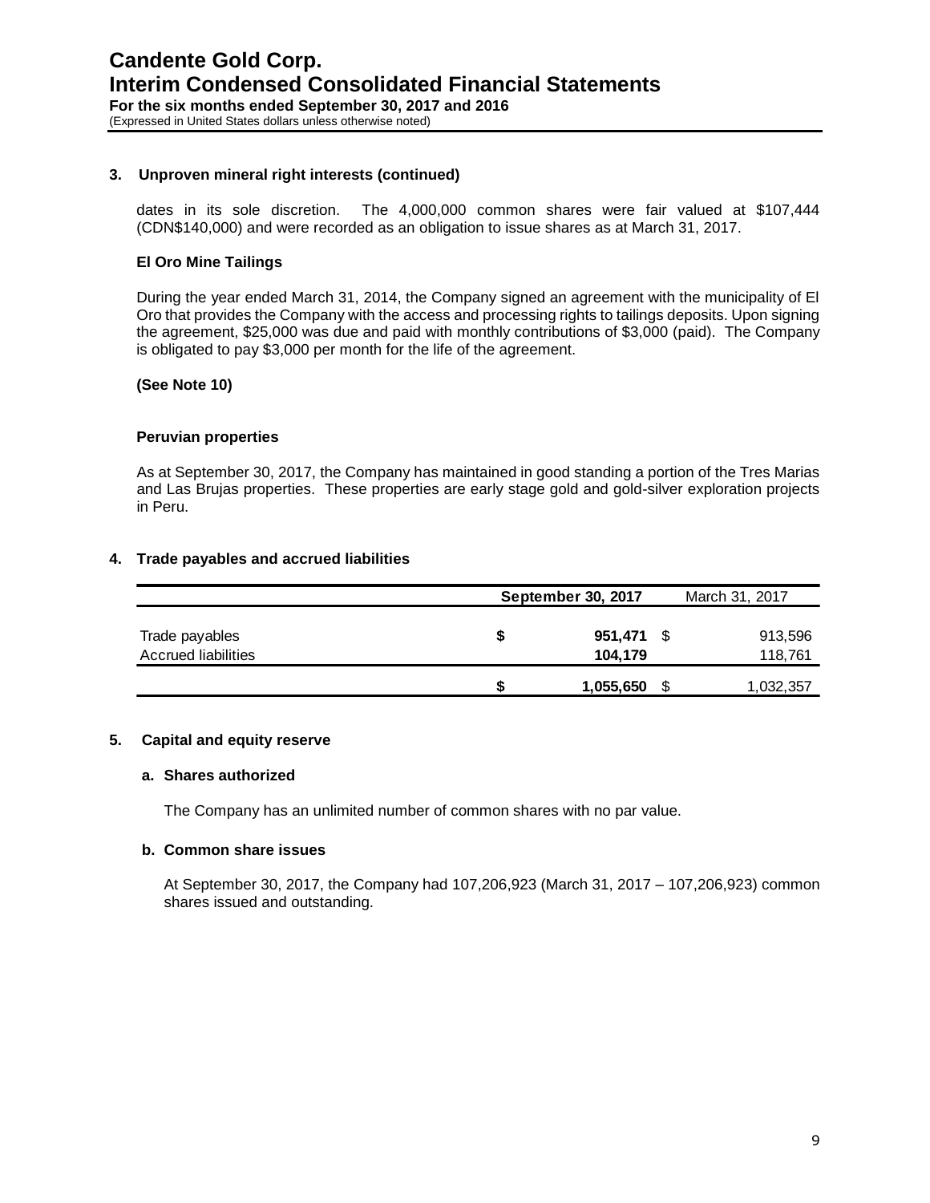### 3. Unproven mineral right interests (continued)

dates in its sole discretion. The 4,000,000 common shares were fair valued at $107,444 (CDN$140,000) and were recorded as an obligation to issue shares as at March 31, 2017.

**El Oro Mine Tailings**

During the year ended March 31, 2014, the Company signed an agreement with the municipality of El Oro that provides the Company with the access and processing rights to tailings deposits. Upon signing the agreement, $25,000 was due and paid with monthly contributions of $3,000 (paid). The Company is obligated to pay $3,000 per month for the life of the agreement.

**(See Note 10)**

**Peruvian properties**

As at September 30, 2017, the Company has maintained in good standing a portion of the Tres Marias and Las Brujas properties. These properties are early stage gold and gold-silver exploration projects in Peru.

### 4. Trade payables and accrued liabilities

| | September 30, 2017 | March 31, 2017 |
|---|---|---|
| Trade payables | **$ 951,471** | $ 913,596 |
| Accrued liabilities | **104,179** | 118,761 |
| | **$ 1,055,650** | $ 1,032,357 |

### 5. Capital and equity reserve

**a. Shares authorized**

The Company has an unlimited number of common shares with no par value.

**b. Common share issues**

At September 30, 2017, the Company had 107,206,923 (March 31, 2017 – 107,206,923) common shares issued and outstanding.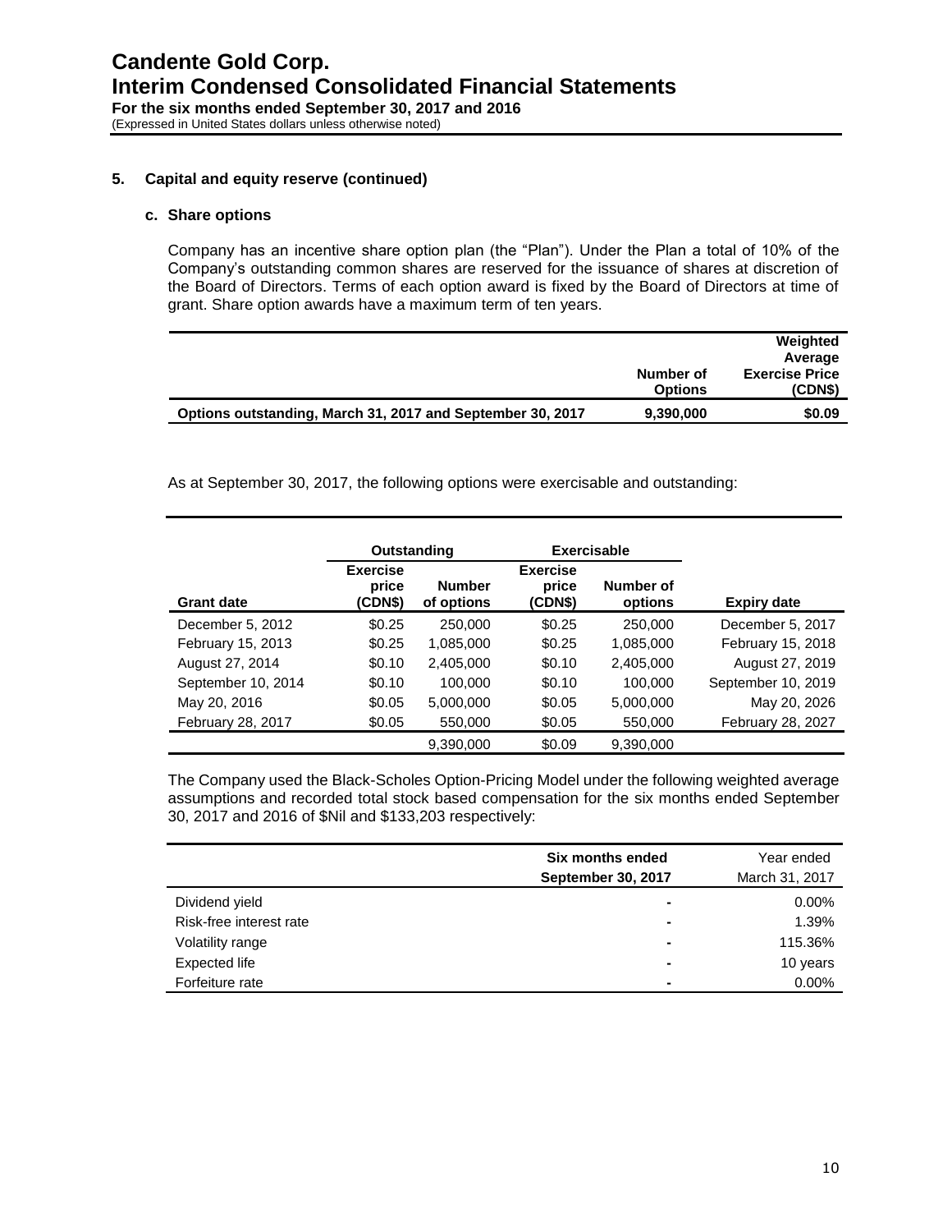## 5. Capital and equity reserve (continued)

### c. Share options

Company has an incentive share option plan (the "Plan"). Under the Plan a total of 10% of the Company's outstanding common shares are reserved for the issuance of shares at discretion of the Board of Directors. Terms of each option award is fixed by the Board of Directors at time of grant. Share option awards have a maximum term of ten years.

| | Number of Options | Weighted Average Exercise Price (CDN$) |
|---|---|---|
| **Options outstanding, March 31, 2017 and September 30, 2017** | **9,390,000** | **$0.09** |

As at September 30, 2017, the following options were exercisable and outstanding:

| | Outstanding | | Exercisable | | |
|---|---|---|---|---|---|
| **Grant date** | **Exercise price (CDN$)** | **Number of options** | **Exercise price (CDN$)** | **Number of options** | **Expiry date** |
| December 5, 2012 | $0.25 | 250,000 | $0.25 | 250,000 | December 5, 2017 |
| February 15, 2013 | $0.25 | 1,085,000 | $0.25 | 1,085,000 | February 15, 2018 |
| August 27, 2014 | $0.10 | 2,405,000 | $0.10 | 2,405,000 | August 27, 2019 |
| September 10, 2014 | $0.10 | 100,000 | $0.10 | 100,000 | September 10, 2019 |
| May 20, 2016 | $0.05 | 5,000,000 | $0.05 | 5,000,000 | May 20, 2026 |
| February 28, 2017 | $0.05 | 550,000 | $0.05 | 550,000 | February 28, 2027 |
| | | 9,390,000 | $0.09 | 9,390,000 | |

The Company used the Black-Scholes Option-Pricing Model under the following weighted average assumptions and recorded total stock based compensation for the six months ended September 30, 2017 and 2016 of $Nil and $133,203 respectively:

| | Six months ended September 30, 2017 | Year ended March 31, 2017 |
|---|---|---|
| Dividend yield | - | 0.00% |
| Risk-free interest rate | - | 1.39% |
| Volatility range | - | 115.36% |
| Expected life | - | 10 years |
| Forfeiture rate | - | 0.00% |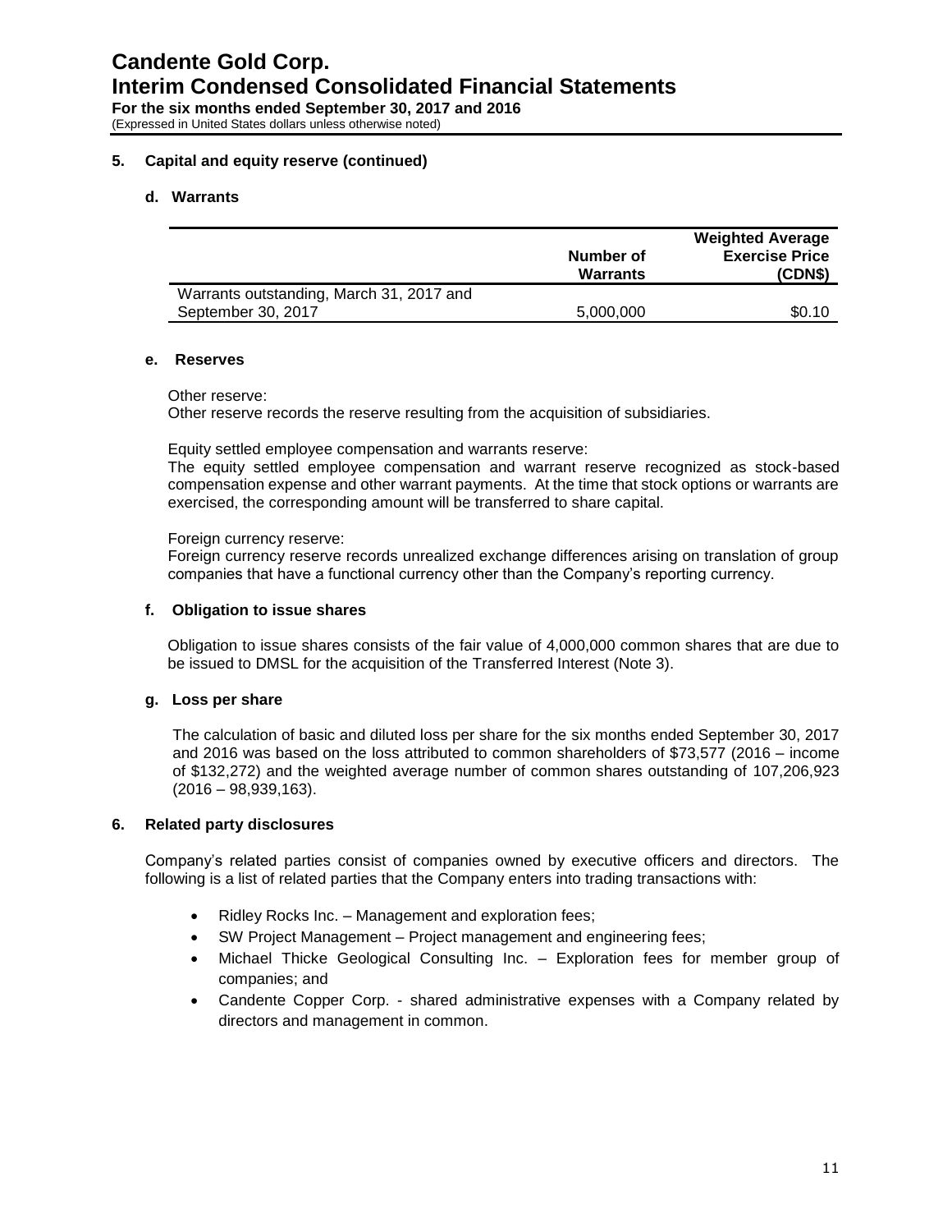## 5. Capital and equity reserve (continued)

### d. Warrants

| | Number of Warrants | Weighted Average Exercise Price (CDN$) |
|---|---|---|
| Warrants outstanding, March 31, 2017 and September 30, 2017 | 5,000,000 | $0.10 |

### e. Reserves

Other reserve:
Other reserve records the reserve resulting from the acquisition of subsidiaries.

Equity settled employee compensation and warrants reserve:
The equity settled employee compensation and warrant reserve recognized as stock-based compensation expense and other warrant payments. At the time that stock options or warrants are exercised, the corresponding amount will be transferred to share capital.

Foreign currency reserve:
Foreign currency reserve records unrealized exchange differences arising on translation of group companies that have a functional currency other than the Company's reporting currency.

### f. Obligation to issue shares

Obligation to issue shares consists of the fair value of 4,000,000 common shares that are due to be issued to DMSL for the acquisition of the Transferred Interest (Note 3).

### g. Loss per share

The calculation of basic and diluted loss per share for the six months ended September 30, 2017 and 2016 was based on the loss attributed to common shareholders of $73,577 (2016 – income of $132,272) and the weighted average number of common shares outstanding of 107,206,923 (2016 – 98,939,163).

## 6. Related party disclosures

Company's related parties consist of companies owned by executive officers and directors. The following is a list of related parties that the Company enters into trading transactions with:

- Ridley Rocks Inc. – Management and exploration fees;
- SW Project Management – Project management and engineering fees;
- Michael Thicke Geological Consulting Inc. – Exploration fees for member group of companies; and
- Candente Copper Corp. - shared administrative expenses with a Company related by directors and management in common.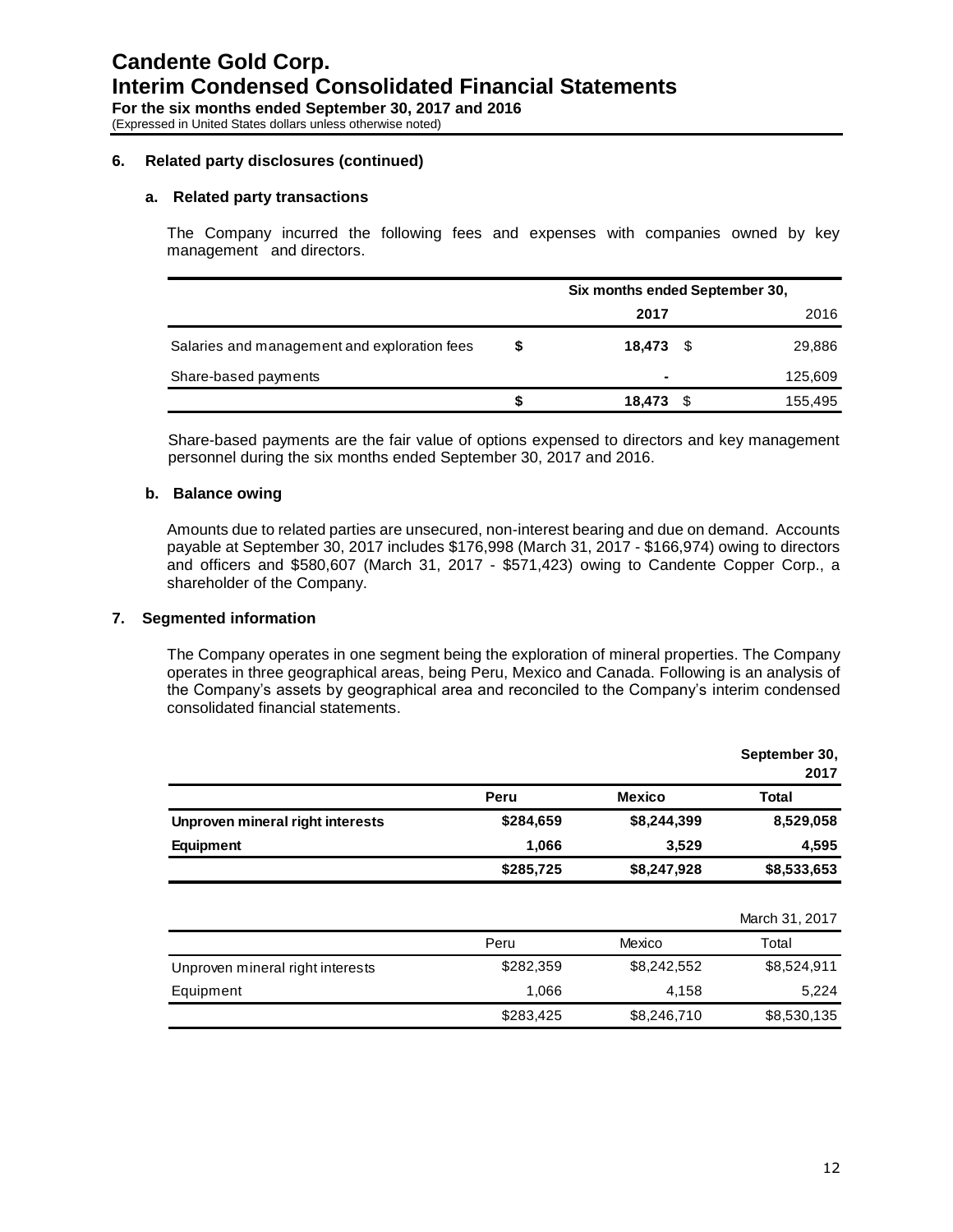# Candente Gold Corp.
# Interim Condensed Consolidated Financial Statements
**For the six months ended September 30, 2017 and 2016**
(Expressed in United States dollars unless otherwise noted)

## 6. Related party disclosures (continued)

### a. Related party transactions

The Company incurred the following fees and expenses with companies owned by key management and directors.

| | Six months ended September 30, | |
|---|---|---|
| | **2017** | 2016 |
| Salaries and management and exploration fees | **$ 18,473** | $ 29,886 |
| Share-based payments | **-** | 125,609 |
| | **$ 18,473** | $ 155,495 |

Share-based payments are the fair value of options expensed to directors and key management personnel during the six months ended September 30, 2017 and 2016.

### b. Balance owing

Amounts due to related parties are unsecured, non-interest bearing and due on demand. Accounts payable at September 30, 2017 includes $176,998 (March 31, 2017 - $166,974) owing to directors and officers and $580,607 (March 31, 2017 - $571,423) owing to Candente Copper Corp., a shareholder of the Company.

## 7. Segmented information

The Company operates in one segment being the exploration of mineral properties. The Company operates in three geographical areas, being Peru, Mexico and Canada. Following is an analysis of the Company's assets by geographical area and reconciled to the Company's interim condensed consolidated financial statements.

| | | | **September 30, 2017** |
|---|---|---|---|
| | **Peru** | **Mexico** | **Total** |
| **Unproven mineral right interests** | **$284,659** | **$8,244,399** | **8,529,058** |
| **Equipment** | **1,066** | **3,529** | **4,595** |
| | **$285,725** | **$8,247,928** | **$8,533,653** |

| | | | March 31, 2017 |
|---|---|---|---|
| | Peru | Mexico | Total |
| Unproven mineral right interests | $282,359 | $8,242,552 | $8,524,911 |
| Equipment | 1,066 | 4,158 | 5,224 |
| | $283,425 | $8,246,710 | $8,530,135 |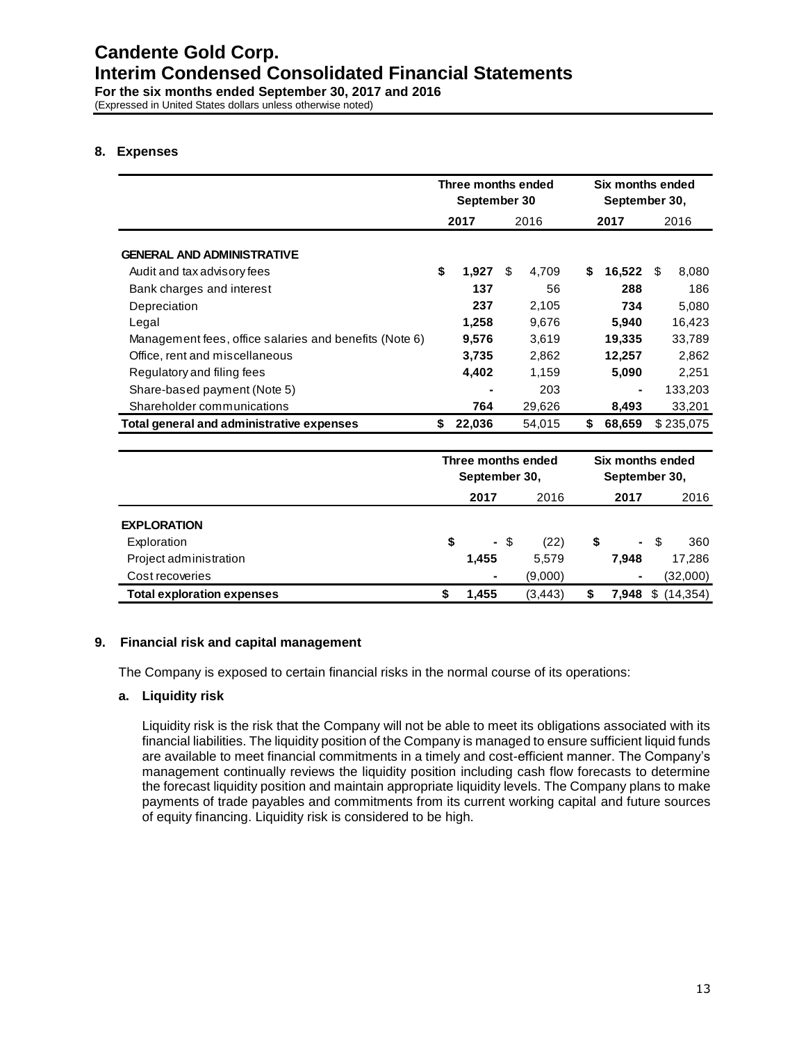# Candente Gold Corp.
# Interim Condensed Consolidated Financial Statements
**For the six months ended September 30, 2017 and 2016**
(Expressed in United States dollars unless otherwise noted)

## 8. Expenses

| | Three months ended September 30 | | Six months ended September 30, | |
|---|---|---|---|---|
| | **2017** | 2016 | **2017** | 2016 |
| **GENERAL AND ADMINISTRATIVE** | | | | |
| Audit and tax advisory fees | **$ 1,927** | $ 4,709 | **$ 16,522** | $ 8,080 |
| Bank charges and interest | **137** | 56 | **288** | 186 |
| Depreciation | **237** | 2,105 | **734** | 5,080 |
| Legal | **1,258** | 9,676 | **5,940** | 16,423 |
| Management fees, office salaries and benefits (Note 6) | **9,576** | 3,619 | **19,335** | 33,789 |
| Office, rent and miscellaneous | **3,735** | 2,862 | **12,257** | 2,862 |
| Regulatory and filing fees | **4,402** | 1,159 | **5,090** | 2,251 |
| Share-based payment (Note 5) | **-** | 203 | **-** | 133,203 |
| Shareholder communications | **764** | 29,626 | **8,493** | 33,201 |
| **Total general and administrative expenses** | **$ 22,036** | 54,015 | **$ 68,659** | $ 235,075 |

| | Three months ended September 30, | | Six months ended September 30, | |
|---|---|---|---|---|
| | **2017** | 2016 | **2017** | 2016 |
| **EXPLORATION** | | | | |
| Exploration | **$ -** | $ (22) | **$ -** | $ 360 |
| Project administration | **1,455** | 5,579 | **7,948** | 17,286 |
| Cost recoveries | **-** | (9,000) | **-** | (32,000) |
| **Total exploration expenses** | **$ 1,455** | (3,443) | **$ 7,948** | $ (14,354) |

## 9. Financial risk and capital management

The Company is exposed to certain financial risks in the normal course of its operations:

### a. Liquidity risk

Liquidity risk is the risk that the Company will not be able to meet its obligations associated with its financial liabilities. The liquidity position of the Company is managed to ensure sufficient liquid funds are available to meet financial commitments in a timely and cost-efficient manner. The Company's management continually reviews the liquidity position including cash flow forecasts to determine the forecast liquidity position and maintain appropriate liquidity levels. The Company plans to make payments of trade payables and commitments from its current working capital and future sources of equity financing. Liquidity risk is considered to be high.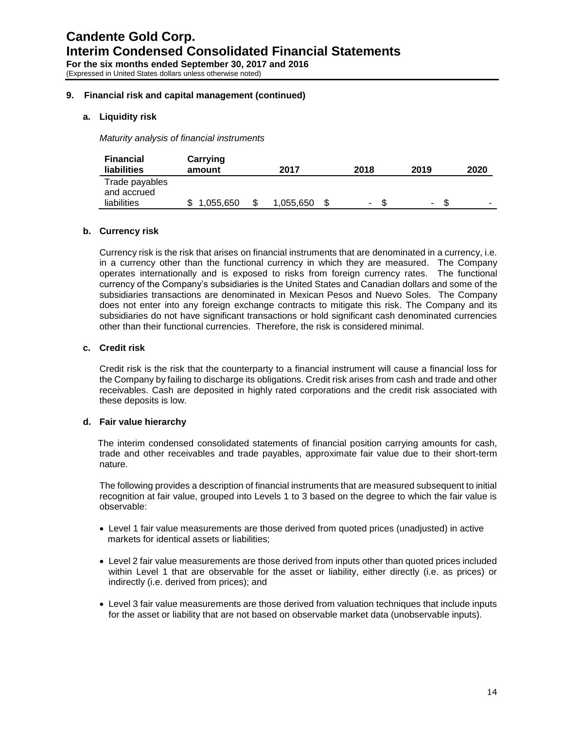# Candente Gold Corp.

# Interim Condensed Consolidated Financial Statements

**For the six months ended September 30, 2017 and 2016**

(Expressed in United States dollars unless otherwise noted)

### 9. Financial risk and capital management (continued)

#### a. Liquidity risk

*Maturity analysis of financial instruments*

| Financial liabilities | Carrying amount | 2017 | 2018 | 2019 | 2020 |
|---|---|---|---|---|---|
| Trade payables and accrued liabilities | $ 1,055,650 | $ 1,055,650 | $ - | $ - | $ - |

#### b. Currency risk

Currency risk is the risk that arises on financial instruments that are denominated in a currency, i.e. in a currency other than the functional currency in which they are measured. The Company operates internationally and is exposed to risks from foreign currency rates. The functional currency of the Company's subsidiaries is the United States and Canadian dollars and some of the subsidiaries transactions are denominated in Mexican Pesos and Nuevo Soles. The Company does not enter into any foreign exchange contracts to mitigate this risk. The Company and its subsidiaries do not have significant transactions or hold significant cash denominated currencies other than their functional currencies. Therefore, the risk is considered minimal.

#### c. Credit risk

Credit risk is the risk that the counterparty to a financial instrument will cause a financial loss for the Company by failing to discharge its obligations. Credit risk arises from cash and trade and other receivables. Cash are deposited in highly rated corporations and the credit risk associated with these deposits is low.

#### d. Fair value hierarchy

The interim condensed consolidated statements of financial position carrying amounts for cash, trade and other receivables and trade payables, approximate fair value due to their short-term nature.

The following provides a description of financial instruments that are measured subsequent to initial recognition at fair value, grouped into Levels 1 to 3 based on the degree to which the fair value is observable:

- Level 1 fair value measurements are those derived from quoted prices (unadjusted) in active markets for identical assets or liabilities;
- Level 2 fair value measurements are those derived from inputs other than quoted prices included within Level 1 that are observable for the asset or liability, either directly (i.e. as prices) or indirectly (i.e. derived from prices); and
- Level 3 fair value measurements are those derived from valuation techniques that include inputs for the asset or liability that are not based on observable market data (unobservable inputs).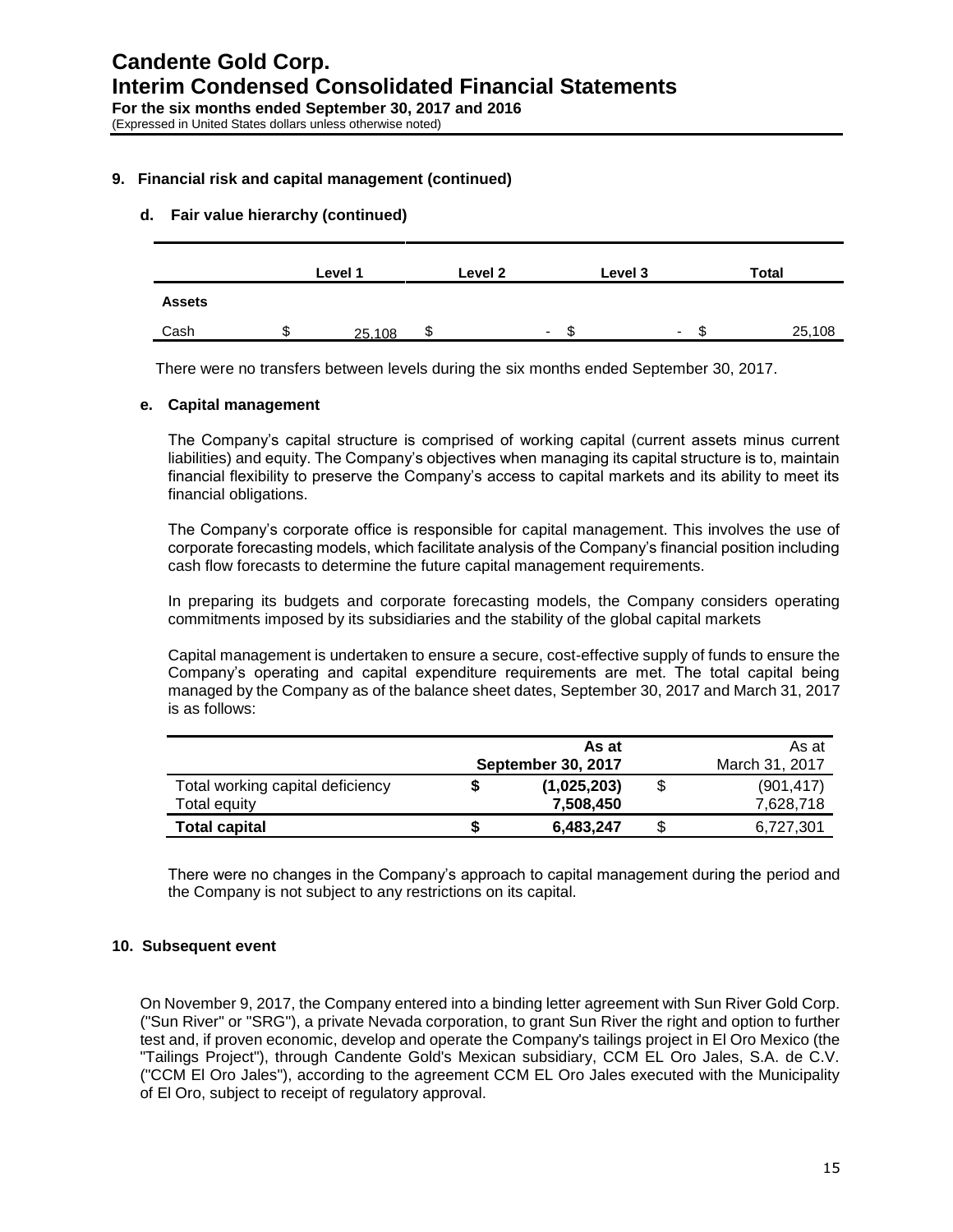## 9. Financial risk and capital management (continued)

### d. Fair value hierarchy (continued)

| | Level 1 | Level 2 | Level 3 | Total |
|---|---|---|---|---|
| **Assets** | | | | |
| Cash | $ 25,108 | $ - | $ - | $ 25,108 |

There were no transfers between levels during the six months ended September 30, 2017.

### e. Capital management

The Company's capital structure is comprised of working capital (current assets minus current liabilities) and equity. The Company's objectives when managing its capital structure is to, maintain financial flexibility to preserve the Company's access to capital markets and its ability to meet its financial obligations.

The Company's corporate office is responsible for capital management. This involves the use of corporate forecasting models, which facilitate analysis of the Company's financial position including cash flow forecasts to determine the future capital management requirements.

In preparing its budgets and corporate forecasting models, the Company considers operating commitments imposed by its subsidiaries and the stability of the global capital markets

Capital management is undertaken to ensure a secure, cost-effective supply of funds to ensure the Company's operating and capital expenditure requirements are met. The total capital being managed by the Company as of the balance sheet dates, September 30, 2017 and March 31, 2017 is as follows:

| | As at **September 30, 2017** | As at March 31, 2017 |
|---|---|---|
| Total working capital deficiency | **$ (1,025,203)** | $ (901,417) |
| Total equity | **7,508,450** | 7,628,718 |
| **Total capital** | **$ 6,483,247** | $ 6,727,301 |

There were no changes in the Company's approach to capital management during the period and the Company is not subject to any restrictions on its capital.

## 10. Subsequent event

On November 9, 2017, the Company entered into a binding letter agreement with Sun River Gold Corp. ("Sun River" or "SRG"), a private Nevada corporation, to grant Sun River the right and option to further test and, if proven economic, develop and operate the Company's tailings project in El Oro Mexico (the "Tailings Project"), through Candente Gold's Mexican subsidiary, CCM EL Oro Jales, S.A. de C.V. ("CCM El Oro Jales"), according to the agreement CCM EL Oro Jales executed with the Municipality of El Oro, subject to receipt of regulatory approval.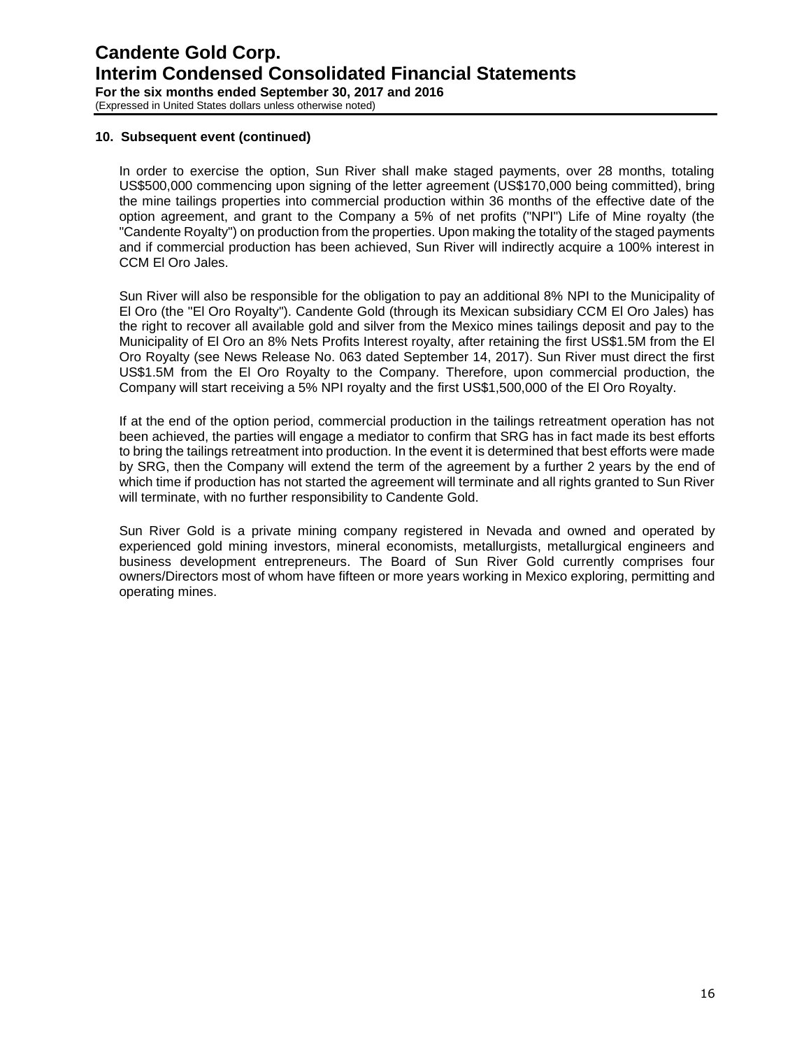## 10. Subsequent event (continued)

In order to exercise the option, Sun River shall make staged payments, over 28 months, totaling US$500,000 commencing upon signing of the letter agreement (US$170,000 being committed), bring the mine tailings properties into commercial production within 36 months of the effective date of the option agreement, and grant to the Company a 5% of net profits ("NPI") Life of Mine royalty (the "Candente Royalty") on production from the properties. Upon making the totality of the staged payments and if commercial production has been achieved, Sun River will indirectly acquire a 100% interest in CCM El Oro Jales.

Sun River will also be responsible for the obligation to pay an additional 8% NPI to the Municipality of El Oro (the "El Oro Royalty"). Candente Gold (through its Mexican subsidiary CCM El Oro Jales) has the right to recover all available gold and silver from the Mexico mines tailings deposit and pay to the Municipality of El Oro an 8% Nets Profits Interest royalty, after retaining the first US$1.5M from the El Oro Royalty (see News Release No. 063 dated September 14, 2017). Sun River must direct the first US$1.5M from the El Oro Royalty to the Company. Therefore, upon commercial production, the Company will start receiving a 5% NPI royalty and the first US$1,500,000 of the El Oro Royalty.

If at the end of the option period, commercial production in the tailings retreatment operation has not been achieved, the parties will engage a mediator to confirm that SRG has in fact made its best efforts to bring the tailings retreatment into production. In the event it is determined that best efforts were made by SRG, then the Company will extend the term of the agreement by a further 2 years by the end of which time if production has not started the agreement will terminate and all rights granted to Sun River will terminate, with no further responsibility to Candente Gold.

Sun River Gold is a private mining company registered in Nevada and owned and operated by experienced gold mining investors, mineral economists, metallurgists, metallurgical engineers and business development entrepreneurs. The Board of Sun River Gold currently comprises four owners/Directors most of whom have fifteen or more years working in Mexico exploring, permitting and operating mines.